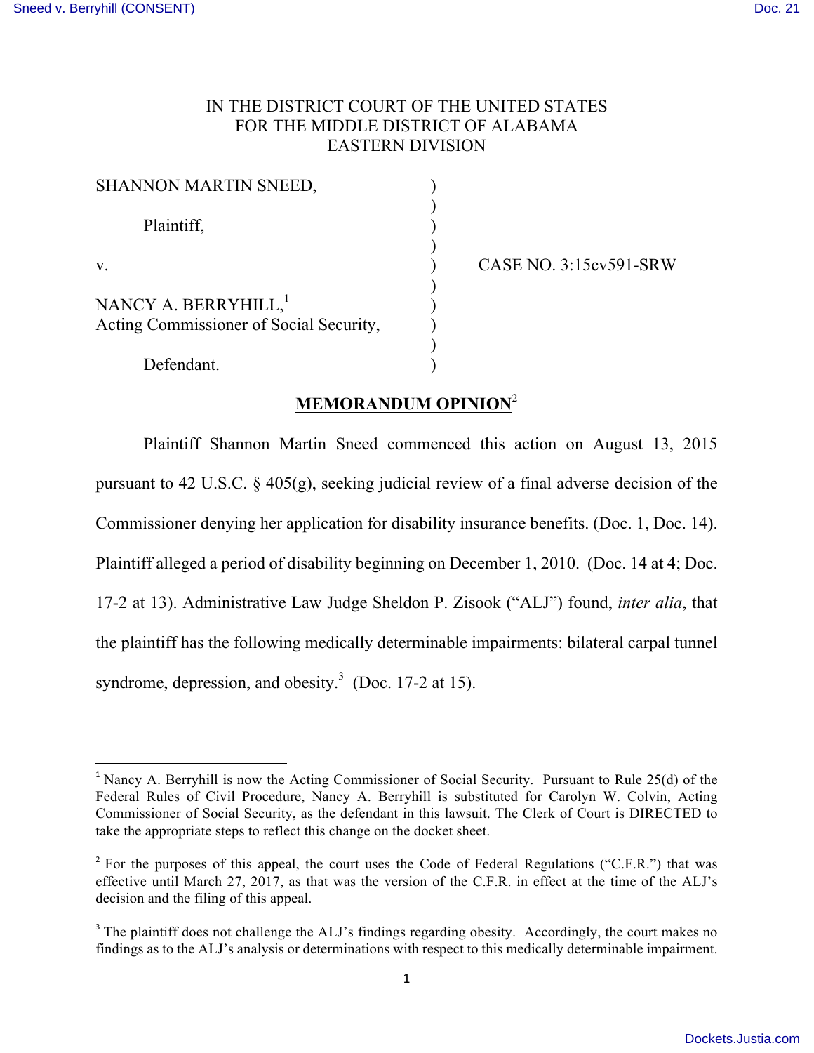IN THE DISTRICT COURT OF THE UNITED STATES
FOR THE MIDDLE DISTRICT OF ALABAMA
EASTERN DIVISION

| | | |
|---|---|---|
| SHANNON MARTIN SNEED, | ) | |
| Plaintiff, | ) | |
| v. | ) | CASE NO. 3:15cv591-SRW |
| NANCY A. BERRYHILL,[1] Acting Commissioner of Social Security, | ) | |
| Defendant. | ) | |

## MEMORANDUM OPINION[2]

Plaintiff Shannon Martin Sneed commenced this action on August 13, 2015 pursuant to 42 U.S.C. § 405(g), seeking judicial review of a final adverse decision of the Commissioner denying her application for disability insurance benefits. (Doc. 1, Doc. 14). Plaintiff alleged a period of disability beginning on December 1, 2010. (Doc. 14 at 4; Doc. 17-2 at 13). Administrative Law Judge Sheldon P. Zisook ("ALJ") found, *inter alia*, that the plaintiff has the following medically determinable impairments: bilateral carpal tunnel syndrome, depression, and obesity.[3] (Doc. 17-2 at 15).

---

[1] Nancy A. Berryhill is now the Acting Commissioner of Social Security. Pursuant to Rule 25(d) of the Federal Rules of Civil Procedure, Nancy A. Berryhill is substituted for Carolyn W. Colvin, Acting Commissioner of Social Security, as the defendant in this lawsuit. The Clerk of Court is DIRECTED to take the appropriate steps to reflect this change on the docket sheet.

[2] For the purposes of this appeal, the court uses the Code of Federal Regulations ("C.F.R.") that was effective until March 27, 2017, as that was the version of the C.F.R. in effect at the time of the ALJ's decision and the filing of this appeal.

[3] The plaintiff does not challenge the ALJ's findings regarding obesity. Accordingly, the court makes no findings as to the ALJ's analysis or determinations with respect to this medically determinable impairment.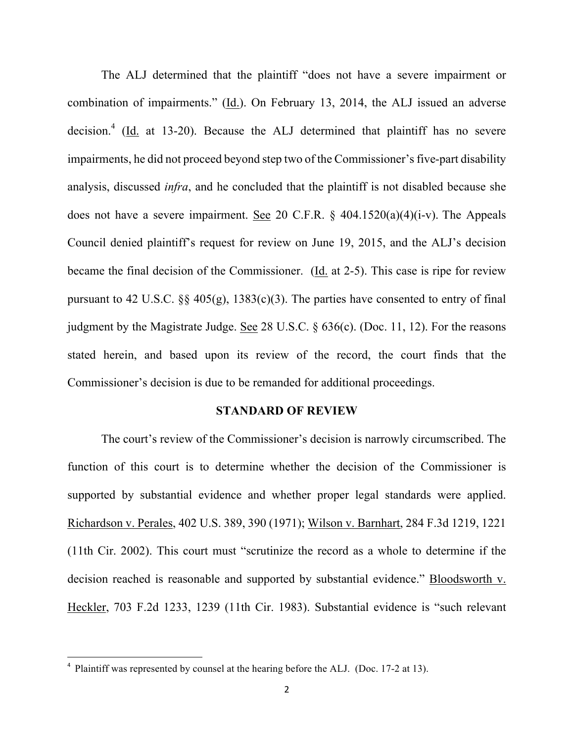The ALJ determined that the plaintiff "does not have a severe impairment or combination of impairments." (Id.). On February 13, 2014, the ALJ issued an adverse decision.[4] (Id. at 13-20). Because the ALJ determined that plaintiff has no severe impairments, he did not proceed beyond step two of the Commissioner's five-part disability analysis, discussed *infra*, and he concluded that the plaintiff is not disabled because she does not have a severe impairment. See 20 C.F.R. § 404.1520(a)(4)(i-v). The Appeals Council denied plaintiff's request for review on June 19, 2015, and the ALJ's decision became the final decision of the Commissioner. (Id. at 2-5). This case is ripe for review pursuant to 42 U.S.C. §§ 405(g), 1383(c)(3). The parties have consented to entry of final judgment by the Magistrate Judge. See 28 U.S.C. § 636(c). (Doc. 11, 12). For the reasons stated herein, and based upon its review of the record, the court finds that the Commissioner's decision is due to be remanded for additional proceedings.

## STANDARD OF REVIEW

The court's review of the Commissioner's decision is narrowly circumscribed. The function of this court is to determine whether the decision of the Commissioner is supported by substantial evidence and whether proper legal standards were applied. Richardson v. Perales, 402 U.S. 389, 390 (1971); Wilson v. Barnhart, 284 F.3d 1219, 1221 (11th Cir. 2002). This court must "scrutinize the record as a whole to determine if the decision reached is reasonable and supported by substantial evidence." Bloodsworth v. Heckler, 703 F.2d 1233, 1239 (11th Cir. 1983). Substantial evidence is "such relevant

---

[4] Plaintiff was represented by counsel at the hearing before the ALJ. (Doc. 17-2 at 13).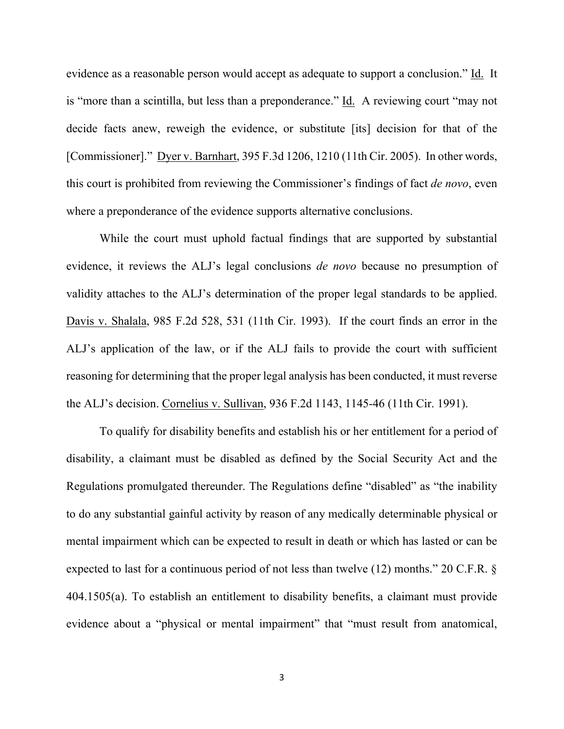evidence as a reasonable person would accept as adequate to support a conclusion." Id. It is "more than a scintilla, but less than a preponderance." Id. A reviewing court "may not decide facts anew, reweigh the evidence, or substitute [its] decision for that of the [Commissioner]." Dyer v. Barnhart, 395 F.3d 1206, 1210 (11th Cir. 2005). In other words, this court is prohibited from reviewing the Commissioner's findings of fact *de novo*, even where a preponderance of the evidence supports alternative conclusions.

While the court must uphold factual findings that are supported by substantial evidence, it reviews the ALJ's legal conclusions *de novo* because no presumption of validity attaches to the ALJ's determination of the proper legal standards to be applied. Davis v. Shalala, 985 F.2d 528, 531 (11th Cir. 1993). If the court finds an error in the ALJ's application of the law, or if the ALJ fails to provide the court with sufficient reasoning for determining that the proper legal analysis has been conducted, it must reverse the ALJ's decision. Cornelius v. Sullivan, 936 F.2d 1143, 1145-46 (11th Cir. 1991).

To qualify for disability benefits and establish his or her entitlement for a period of disability, a claimant must be disabled as defined by the Social Security Act and the Regulations promulgated thereunder. The Regulations define "disabled" as "the inability to do any substantial gainful activity by reason of any medically determinable physical or mental impairment which can be expected to result in death or which has lasted or can be expected to last for a continuous period of not less than twelve (12) months." 20 C.F.R. § 404.1505(a). To establish an entitlement to disability benefits, a claimant must provide evidence about a "physical or mental impairment" that "must result from anatomical,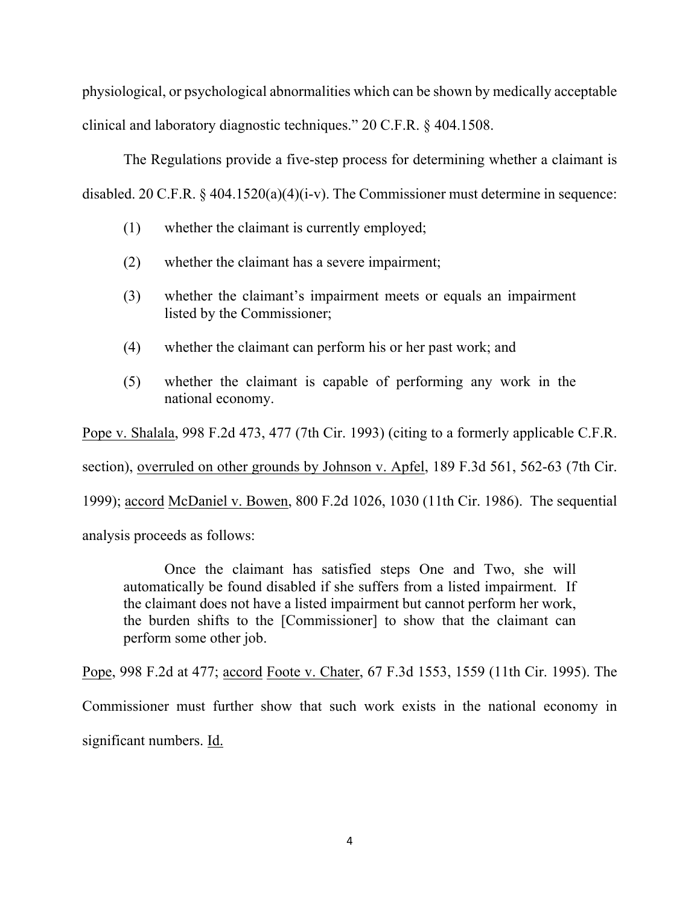physiological, or psychological abnormalities which can be shown by medically acceptable clinical and laboratory diagnostic techniques." 20 C.F.R. § 404.1508.

The Regulations provide a five-step process for determining whether a claimant is disabled. 20 C.F.R. § 404.1520(a)(4)(i-v). The Commissioner must determine in sequence:

> (1) whether the claimant is currently employed;
>
> (2) whether the claimant has a severe impairment;
>
> (3) whether the claimant's impairment meets or equals an impairment listed by the Commissioner;
>
> (4) whether the claimant can perform his or her past work; and
>
> (5) whether the claimant is capable of performing any work in the national economy.

Pope v. Shalala, 998 F.2d 473, 477 (7th Cir. 1993) (citing to a formerly applicable C.F.R. section), overruled on other grounds by Johnson v. Apfel, 189 F.3d 561, 562-63 (7th Cir. 1999); accord McDaniel v. Bowen, 800 F.2d 1026, 1030 (11th Cir. 1986). The sequential analysis proceeds as follows:

> Once the claimant has satisfied steps One and Two, she will automatically be found disabled if she suffers from a listed impairment. If the claimant does not have a listed impairment but cannot perform her work, the burden shifts to the [Commissioner] to show that the claimant can perform some other job.

Pope, 998 F.2d at 477; accord Foote v. Chater, 67 F.3d 1553, 1559 (11th Cir. 1995). The Commissioner must further show that such work exists in the national economy in significant numbers. Id.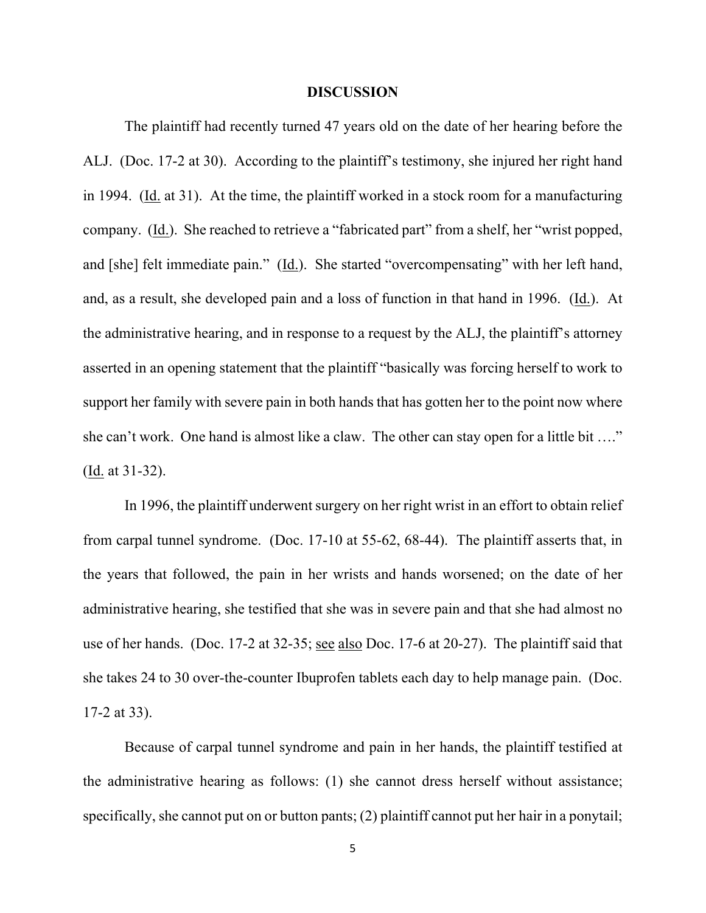## DISCUSSION

The plaintiff had recently turned 47 years old on the date of her hearing before the ALJ. (Doc. 17-2 at 30). According to the plaintiff's testimony, she injured her right hand in 1994. (Id. at 31). At the time, the plaintiff worked in a stock room for a manufacturing company. (Id.). She reached to retrieve a "fabricated part" from a shelf, her "wrist popped, and [she] felt immediate pain." (Id.). She started "overcompensating" with her left hand, and, as a result, she developed pain and a loss of function in that hand in 1996. (Id.). At the administrative hearing, and in response to a request by the ALJ, the plaintiff's attorney asserted in an opening statement that the plaintiff "basically was forcing herself to work to support her family with severe pain in both hands that has gotten her to the point now where she can't work. One hand is almost like a claw. The other can stay open for a little bit …." (Id. at 31-32).

In 1996, the plaintiff underwent surgery on her right wrist in an effort to obtain relief from carpal tunnel syndrome. (Doc. 17-10 at 55-62, 68-44). The plaintiff asserts that, in the years that followed, the pain in her wrists and hands worsened; on the date of her administrative hearing, she testified that she was in severe pain and that she had almost no use of her hands. (Doc. 17-2 at 32-35; see also Doc. 17-6 at 20-27). The plaintiff said that she takes 24 to 30 over-the-counter Ibuprofen tablets each day to help manage pain. (Doc. 17-2 at 33).

Because of carpal tunnel syndrome and pain in her hands, the plaintiff testified at the administrative hearing as follows: (1) she cannot dress herself without assistance; specifically, she cannot put on or button pants; (2) plaintiff cannot put her hair in a ponytail;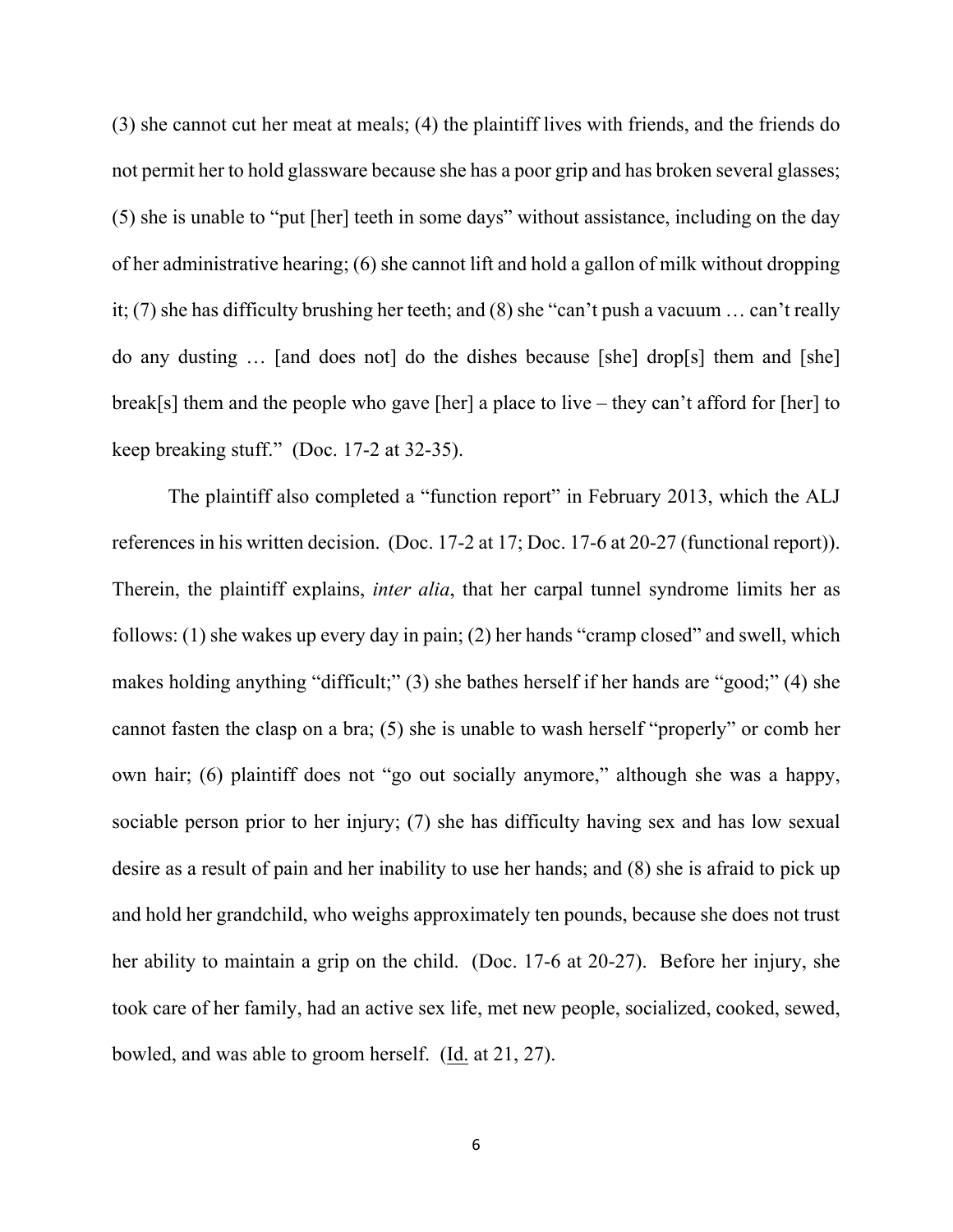(3) she cannot cut her meat at meals; (4) the plaintiff lives with friends, and the friends do not permit her to hold glassware because she has a poor grip and has broken several glasses; (5) she is unable to "put [her] teeth in some days" without assistance, including on the day of her administrative hearing; (6) she cannot lift and hold a gallon of milk without dropping it; (7) she has difficulty brushing her teeth; and (8) she "can't push a vacuum … can't really do any dusting … [and does not] do the dishes because [she] drop[s] them and [she] break[s] them and the people who gave [her] a place to live – they can't afford for [her] to keep breaking stuff." (Doc. 17-2 at 32-35).

The plaintiff also completed a "function report" in February 2013, which the ALJ references in his written decision. (Doc. 17-2 at 17; Doc. 17-6 at 20-27 (functional report)). Therein, the plaintiff explains, *inter alia*, that her carpal tunnel syndrome limits her as follows: (1) she wakes up every day in pain; (2) her hands "cramp closed" and swell, which makes holding anything "difficult;" (3) she bathes herself if her hands are "good;" (4) she cannot fasten the clasp on a bra; (5) she is unable to wash herself "properly" or comb her own hair; (6) plaintiff does not "go out socially anymore," although she was a happy, sociable person prior to her injury; (7) she has difficulty having sex and has low sexual desire as a result of pain and her inability to use her hands; and (8) she is afraid to pick up and hold her grandchild, who weighs approximately ten pounds, because she does not trust her ability to maintain a grip on the child. (Doc. 17-6 at 20-27). Before her injury, she took care of her family, had an active sex life, met new people, socialized, cooked, sewed, bowled, and was able to groom herself. (Id. at 21, 27).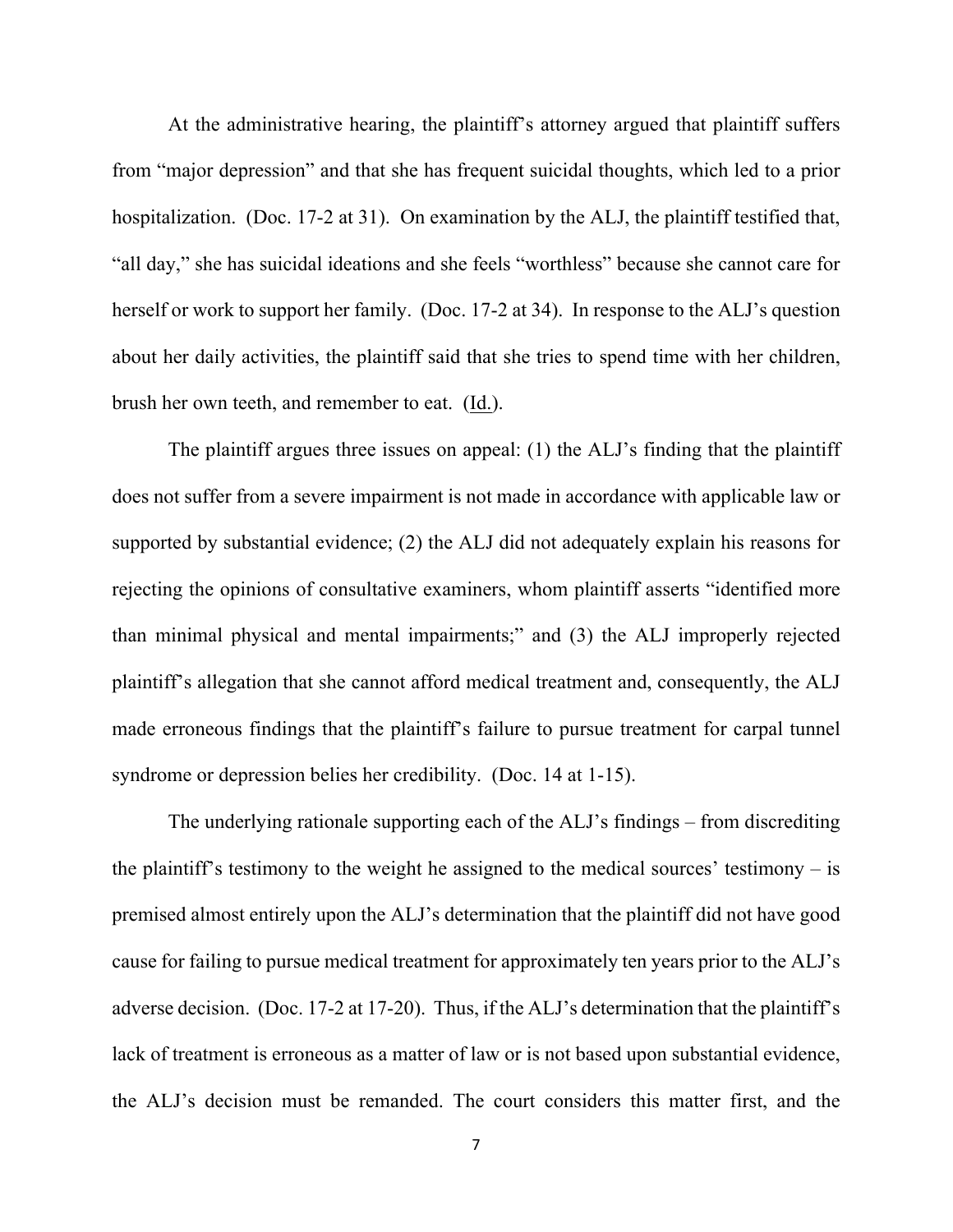At the administrative hearing, the plaintiff's attorney argued that plaintiff suffers from "major depression" and that she has frequent suicidal thoughts, which led to a prior hospitalization. (Doc. 17-2 at 31). On examination by the ALJ, the plaintiff testified that, "all day," she has suicidal ideations and she feels "worthless" because she cannot care for herself or work to support her family. (Doc. 17-2 at 34). In response to the ALJ's question about her daily activities, the plaintiff said that she tries to spend time with her children, brush her own teeth, and remember to eat. (Id.).

The plaintiff argues three issues on appeal: (1) the ALJ's finding that the plaintiff does not suffer from a severe impairment is not made in accordance with applicable law or supported by substantial evidence; (2) the ALJ did not adequately explain his reasons for rejecting the opinions of consultative examiners, whom plaintiff asserts "identified more than minimal physical and mental impairments;" and (3) the ALJ improperly rejected plaintiff's allegation that she cannot afford medical treatment and, consequently, the ALJ made erroneous findings that the plaintiff's failure to pursue treatment for carpal tunnel syndrome or depression belies her credibility. (Doc. 14 at 1-15).

The underlying rationale supporting each of the ALJ's findings – from discrediting the plaintiff's testimony to the weight he assigned to the medical sources' testimony – is premised almost entirely upon the ALJ's determination that the plaintiff did not have good cause for failing to pursue medical treatment for approximately ten years prior to the ALJ's adverse decision. (Doc. 17-2 at 17-20). Thus, if the ALJ's determination that the plaintiff's lack of treatment is erroneous as a matter of law or is not based upon substantial evidence, the ALJ's decision must be remanded. The court considers this matter first, and the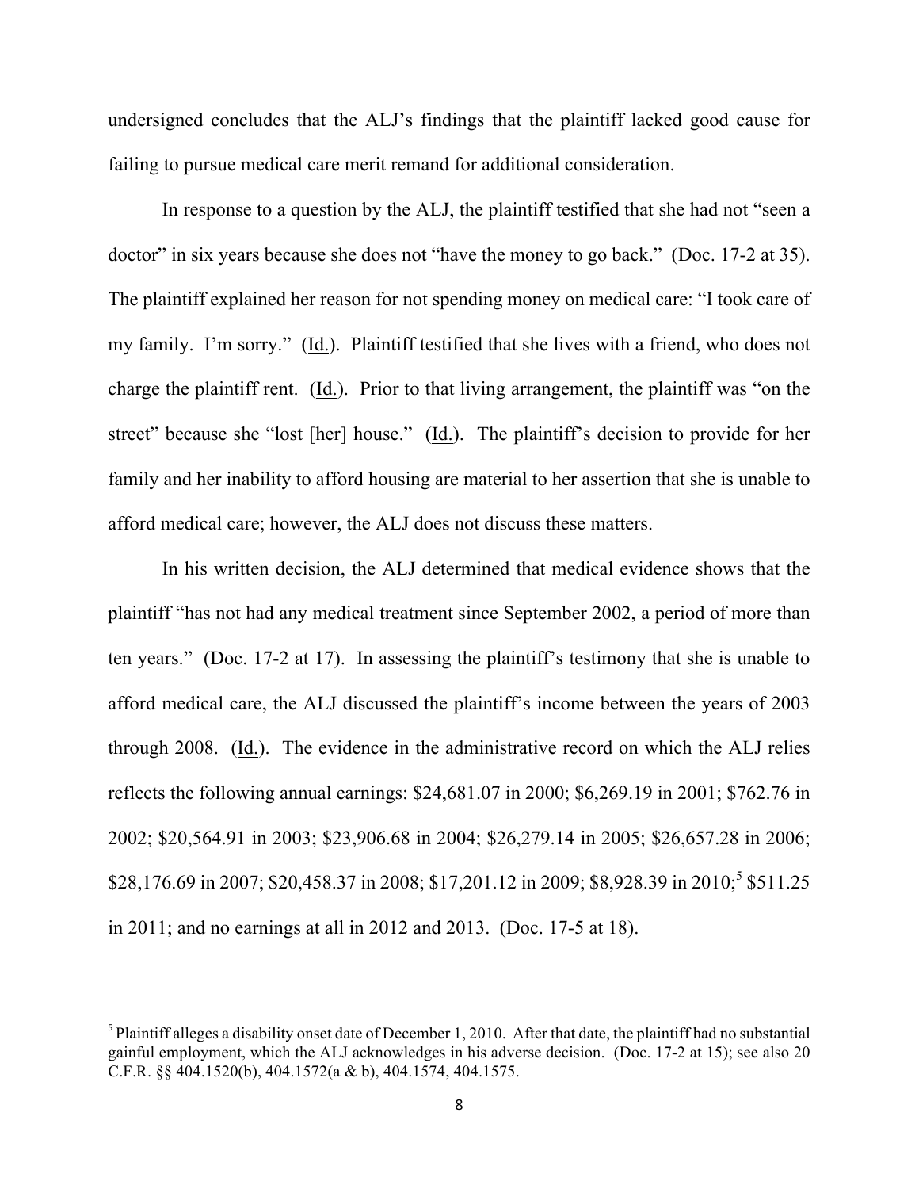undersigned concludes that the ALJ's findings that the plaintiff lacked good cause for failing to pursue medical care merit remand for additional consideration.

In response to a question by the ALJ, the plaintiff testified that she had not "seen a doctor" in six years because she does not "have the money to go back." (Doc. 17-2 at 35). The plaintiff explained her reason for not spending money on medical care: "I took care of my family. I'm sorry." (Id.). Plaintiff testified that she lives with a friend, who does not charge the plaintiff rent. (Id.). Prior to that living arrangement, the plaintiff was "on the street" because she "lost [her] house." (Id.). The plaintiff's decision to provide for her family and her inability to afford housing are material to her assertion that she is unable to afford medical care; however, the ALJ does not discuss these matters.

In his written decision, the ALJ determined that medical evidence shows that the plaintiff "has not had any medical treatment since September 2002, a period of more than ten years." (Doc. 17-2 at 17). In assessing the plaintiff's testimony that she is unable to afford medical care, the ALJ discussed the plaintiff's income between the years of 2003 through 2008. (Id.). The evidence in the administrative record on which the ALJ relies reflects the following annual earnings: $24,681.07 in 2000; $6,269.19 in 2001; $762.76 in 2002; $20,564.91 in 2003; $23,906.68 in 2004; $26,279.14 in 2005; $26,657.28 in 2006; $28,176.69 in 2007; $20,458.37 in 2008; $17,201.12 in 2009; $8,928.39 in 2010;[5] $511.25 in 2011; and no earnings at all in 2012 and 2013. (Doc. 17-5 at 18).

---

[5] Plaintiff alleges a disability onset date of December 1, 2010. After that date, the plaintiff had no substantial gainful employment, which the ALJ acknowledges in his adverse decision. (Doc. 17-2 at 15); see also 20 C.F.R. §§ 404.1520(b), 404.1572(a & b), 404.1574, 404.1575.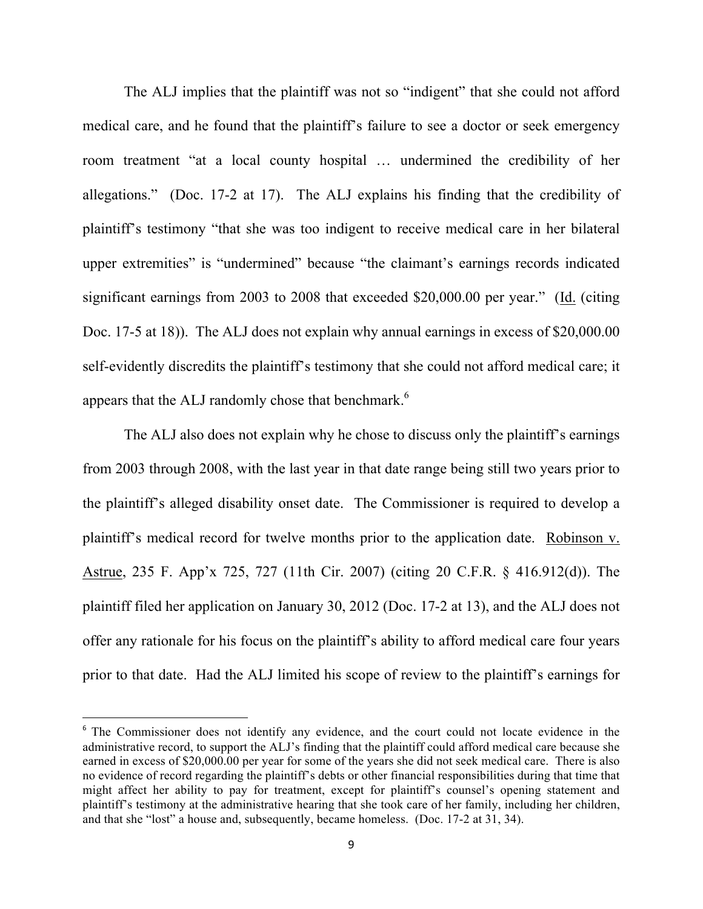The ALJ implies that the plaintiff was not so "indigent" that she could not afford medical care, and he found that the plaintiff's failure to see a doctor or seek emergency room treatment "at a local county hospital … undermined the credibility of her allegations." (Doc. 17-2 at 17). The ALJ explains his finding that the credibility of plaintiff's testimony "that she was too indigent to receive medical care in her bilateral upper extremities" is "undermined" because "the claimant's earnings records indicated significant earnings from 2003 to 2008 that exceeded $20,000.00 per year." (Id. (citing Doc. 17-5 at 18)). The ALJ does not explain why annual earnings in excess of $20,000.00 self-evidently discredits the plaintiff's testimony that she could not afford medical care; it appears that the ALJ randomly chose that benchmark.[6]

The ALJ also does not explain why he chose to discuss only the plaintiff's earnings from 2003 through 2008, with the last year in that date range being still two years prior to the plaintiff's alleged disability onset date. The Commissioner is required to develop a plaintiff's medical record for twelve months prior to the application date. Robinson v. Astrue, 235 F. App'x 725, 727 (11th Cir. 2007) (citing 20 C.F.R. § 416.912(d)). The plaintiff filed her application on January 30, 2012 (Doc. 17-2 at 13), and the ALJ does not offer any rationale for his focus on the plaintiff's ability to afford medical care four years prior to that date. Had the ALJ limited his scope of review to the plaintiff's earnings for

---

[6] The Commissioner does not identify any evidence, and the court could not locate evidence in the administrative record, to support the ALJ's finding that the plaintiff could afford medical care because she earned in excess of $20,000.00 per year for some of the years she did not seek medical care. There is also no evidence of record regarding the plaintiff's debts or other financial responsibilities during that time that might affect her ability to pay for treatment, except for plaintiff's counsel's opening statement and plaintiff's testimony at the administrative hearing that she took care of her family, including her children, and that she "lost" a house and, subsequently, became homeless. (Doc. 17-2 at 31, 34).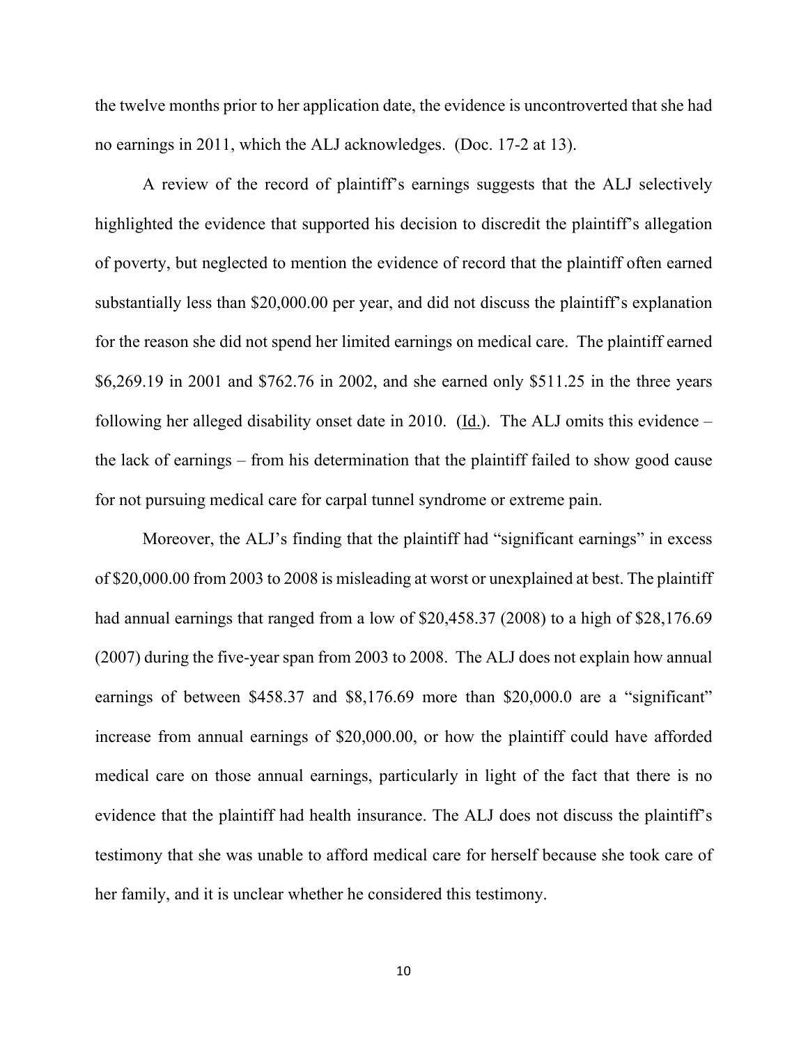the twelve months prior to her application date, the evidence is uncontroverted that she had no earnings in 2011, which the ALJ acknowledges. (Doc. 17-2 at 13).

A review of the record of plaintiff's earnings suggests that the ALJ selectively highlighted the evidence that supported his decision to discredit the plaintiff's allegation of poverty, but neglected to mention the evidence of record that the plaintiff often earned substantially less than $20,000.00 per year, and did not discuss the plaintiff's explanation for the reason she did not spend her limited earnings on medical care. The plaintiff earned $6,269.19 in 2001 and $762.76 in 2002, and she earned only $511.25 in the three years following her alleged disability onset date in 2010. (Id.). The ALJ omits this evidence – the lack of earnings – from his determination that the plaintiff failed to show good cause for not pursuing medical care for carpal tunnel syndrome or extreme pain.

Moreover, the ALJ's finding that the plaintiff had "significant earnings" in excess of $20,000.00 from 2003 to 2008 is misleading at worst or unexplained at best. The plaintiff had annual earnings that ranged from a low of $20,458.37 (2008) to a high of $28,176.69 (2007) during the five-year span from 2003 to 2008. The ALJ does not explain how annual earnings of between $458.37 and $8,176.69 more than $20,000.0 are a "significant" increase from annual earnings of $20,000.00, or how the plaintiff could have afforded medical care on those annual earnings, particularly in light of the fact that there is no evidence that the plaintiff had health insurance. The ALJ does not discuss the plaintiff's testimony that she was unable to afford medical care for herself because she took care of her family, and it is unclear whether he considered this testimony.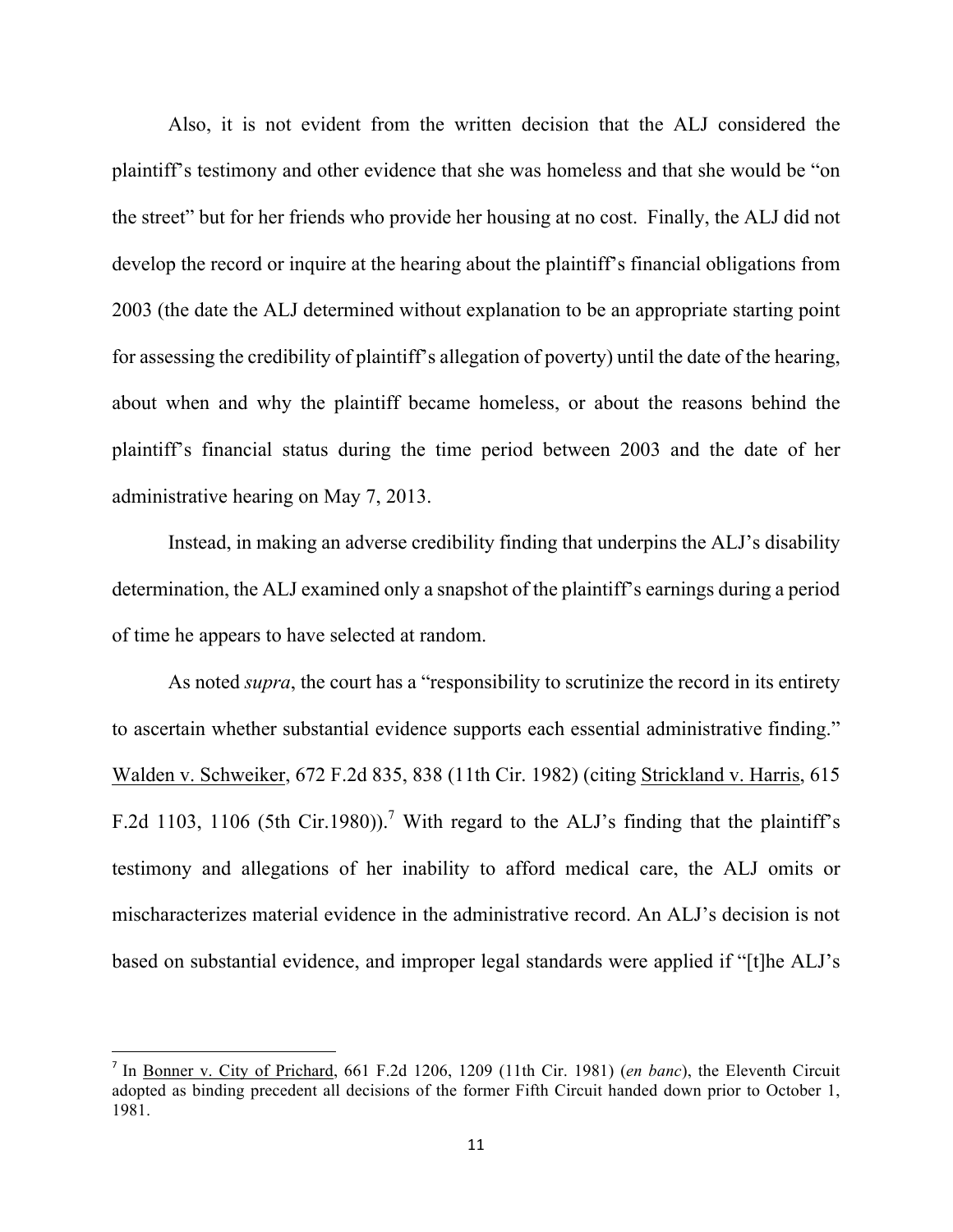Also, it is not evident from the written decision that the ALJ considered the plaintiff's testimony and other evidence that she was homeless and that she would be "on the street" but for her friends who provide her housing at no cost. Finally, the ALJ did not develop the record or inquire at the hearing about the plaintiff's financial obligations from 2003 (the date the ALJ determined without explanation to be an appropriate starting point for assessing the credibility of plaintiff's allegation of poverty) until the date of the hearing, about when and why the plaintiff became homeless, or about the reasons behind the plaintiff's financial status during the time period between 2003 and the date of her administrative hearing on May 7, 2013.

Instead, in making an adverse credibility finding that underpins the ALJ's disability determination, the ALJ examined only a snapshot of the plaintiff's earnings during a period of time he appears to have selected at random.

As noted *supra*, the court has a "responsibility to scrutinize the record in its entirety to ascertain whether substantial evidence supports each essential administrative finding." Walden v. Schweiker, 672 F.2d 835, 838 (11th Cir. 1982) (citing Strickland v. Harris, 615 F.2d 1103, 1106 (5th Cir.1980)).[7] With regard to the ALJ's finding that the plaintiff's testimony and allegations of her inability to afford medical care, the ALJ omits or mischaracterizes material evidence in the administrative record. An ALJ's decision is not based on substantial evidence, and improper legal standards were applied if "[t]he ALJ's

---

[7] In Bonner v. City of Prichard, 661 F.2d 1206, 1209 (11th Cir. 1981) (*en banc*), the Eleventh Circuit adopted as binding precedent all decisions of the former Fifth Circuit handed down prior to October 1, 1981.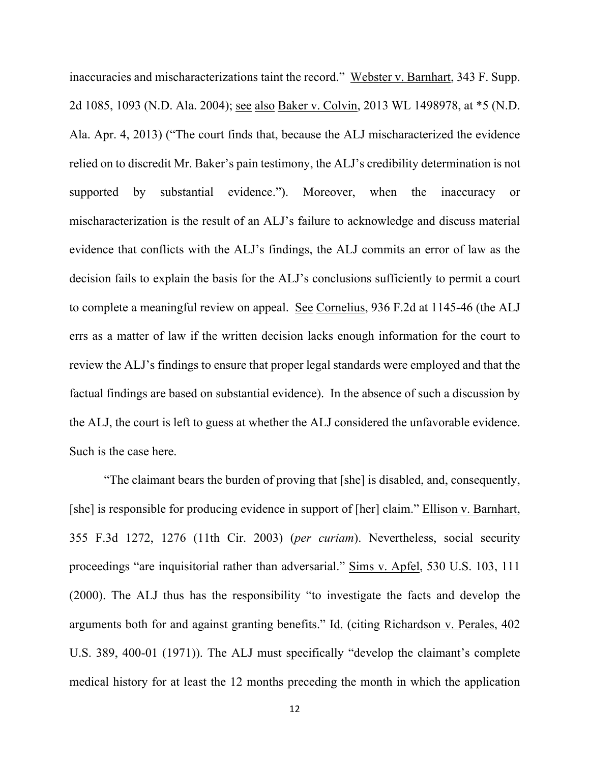inaccuracies and mischaracterizations taint the record." Webster v. Barnhart, 343 F. Supp. 2d 1085, 1093 (N.D. Ala. 2004); see also Baker v. Colvin, 2013 WL 1498978, at *5 (N.D. Ala. Apr. 4, 2013) ("The court finds that, because the ALJ mischaracterized the evidence relied on to discredit Mr. Baker's pain testimony, the ALJ's credibility determination is not supported by substantial evidence."). Moreover, when the inaccuracy or mischaracterization is the result of an ALJ's failure to acknowledge and discuss material evidence that conflicts with the ALJ's findings, the ALJ commits an error of law as the decision fails to explain the basis for the ALJ's conclusions sufficiently to permit a court to complete a meaningful review on appeal. See Cornelius, 936 F.2d at 1145-46 (the ALJ errs as a matter of law if the written decision lacks enough information for the court to review the ALJ's findings to ensure that proper legal standards were employed and that the factual findings are based on substantial evidence). In the absence of such a discussion by the ALJ, the court is left to guess at whether the ALJ considered the unfavorable evidence. Such is the case here.

"The claimant bears the burden of proving that [she] is disabled, and, consequently, [she] is responsible for producing evidence in support of [her] claim." Ellison v. Barnhart, 355 F.3d 1272, 1276 (11th Cir. 2003) (*per curiam*). Nevertheless, social security proceedings "are inquisitorial rather than adversarial." Sims v. Apfel, 530 U.S. 103, 111 (2000). The ALJ thus has the responsibility "to investigate the facts and develop the arguments both for and against granting benefits." Id. (citing Richardson v. Perales, 402 U.S. 389, 400-01 (1971)). The ALJ must specifically "develop the claimant's complete medical history for at least the 12 months preceding the month in which the application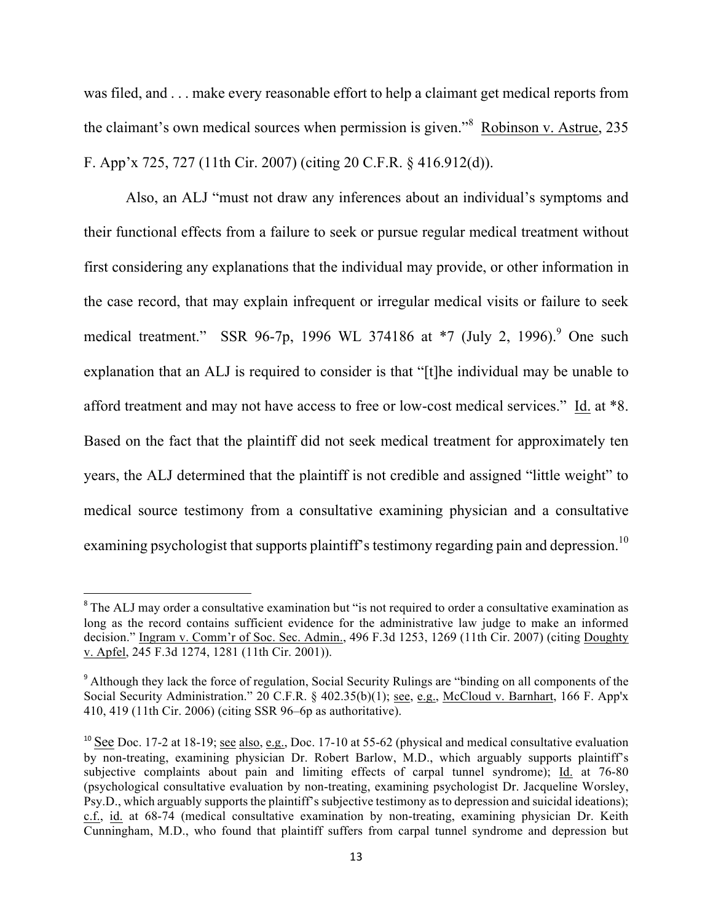was filed, and . . . make every reasonable effort to help a claimant get medical reports from the claimant's own medical sources when permission is given."[8] Robinson v. Astrue, 235 F. App'x 725, 727 (11th Cir. 2007) (citing 20 C.F.R. § 416.912(d)).

Also, an ALJ "must not draw any inferences about an individual's symptoms and their functional effects from a failure to seek or pursue regular medical treatment without first considering any explanations that the individual may provide, or other information in the case record, that may explain infrequent or irregular medical visits or failure to seek medical treatment." SSR 96-7p, 1996 WL 374186 at *7 (July 2, 1996).[9] One such explanation that an ALJ is required to consider is that "[t]he individual may be unable to afford treatment and may not have access to free or low-cost medical services." Id. at *8. Based on the fact that the plaintiff did not seek medical treatment for approximately ten years, the ALJ determined that the plaintiff is not credible and assigned "little weight" to medical source testimony from a consultative examining physician and a consultative examining psychologist that supports plaintiff's testimony regarding pain and depression.[10]

---

[8] The ALJ may order a consultative examination but "is not required to order a consultative examination as long as the record contains sufficient evidence for the administrative law judge to make an informed decision." Ingram v. Comm'r of Soc. Sec. Admin., 496 F.3d 1253, 1269 (11th Cir. 2007) (citing Doughty v. Apfel, 245 F.3d 1274, 1281 (11th Cir. 2001)).

[9] Although they lack the force of regulation, Social Security Rulings are "binding on all components of the Social Security Administration." 20 C.F.R. § 402.35(b)(1); see, e.g., McCloud v. Barnhart, 166 F. App'x 410, 419 (11th Cir. 2006) (citing SSR 96–6p as authoritative).

[10] See Doc. 17-2 at 18-19; see also, e.g., Doc. 17-10 at 55-62 (physical and medical consultative evaluation by non-treating, examining physician Dr. Robert Barlow, M.D., which arguably supports plaintiff's subjective complaints about pain and limiting effects of carpal tunnel syndrome); Id. at 76-80 (psychological consultative evaluation by non-treating, examining psychologist Dr. Jacqueline Worsley, Psy.D., which arguably supports the plaintiff's subjective testimony as to depression and suicidal ideations); c.f., id. at 68-74 (medical consultative examination by non-treating, examining physician Dr. Keith Cunningham, M.D., who found that plaintiff suffers from carpal tunnel syndrome and depression but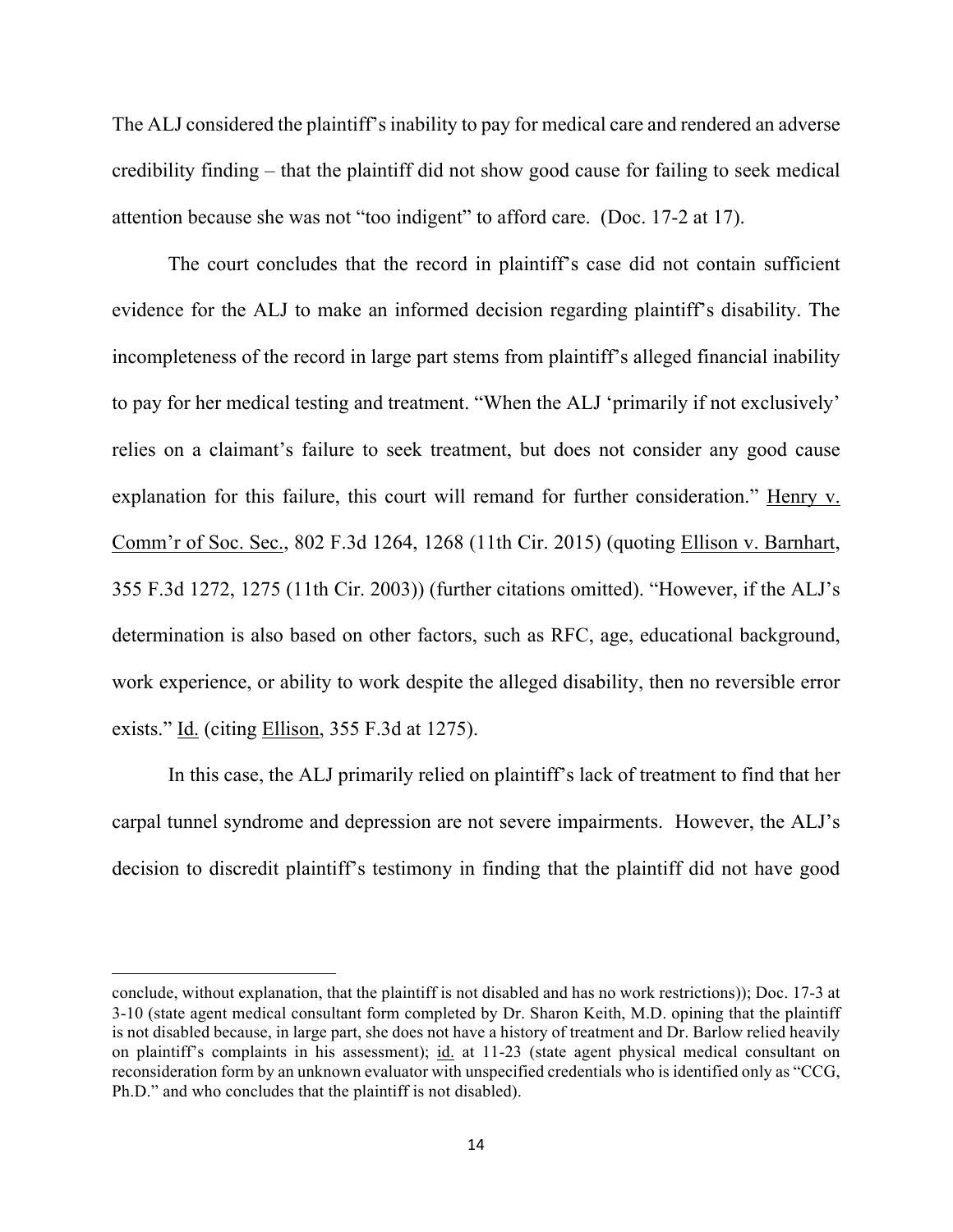The ALJ considered the plaintiff's inability to pay for medical care and rendered an adverse credibility finding – that the plaintiff did not show good cause for failing to seek medical attention because she was not "too indigent" to afford care. (Doc. 17-2 at 17).

The court concludes that the record in plaintiff's case did not contain sufficient evidence for the ALJ to make an informed decision regarding plaintiff's disability. The incompleteness of the record in large part stems from plaintiff's alleged financial inability to pay for her medical testing and treatment. "When the ALJ 'primarily if not exclusively' relies on a claimant's failure to seek treatment, but does not consider any good cause explanation for this failure, this court will remand for further consideration." Henry v. Comm'r of Soc. Sec., 802 F.3d 1264, 1268 (11th Cir. 2015) (quoting Ellison v. Barnhart, 355 F.3d 1272, 1275 (11th Cir. 2003)) (further citations omitted). "However, if the ALJ's determination is also based on other factors, such as RFC, age, educational background, work experience, or ability to work despite the alleged disability, then no reversible error exists." Id. (citing Ellison, 355 F.3d at 1275).

In this case, the ALJ primarily relied on plaintiff's lack of treatment to find that her carpal tunnel syndrome and depression are not severe impairments. However, the ALJ's decision to discredit plaintiff's testimony in finding that the plaintiff did not have good

---

conclude, without explanation, that the plaintiff is not disabled and has no work restrictions)); Doc. 17-3 at 3-10 (state agent medical consultant form completed by Dr. Sharon Keith, M.D. opining that the plaintiff is not disabled because, in large part, she does not have a history of treatment and Dr. Barlow relied heavily on plaintiff's complaints in his assessment); id. at 11-23 (state agent physical medical consultant on reconsideration form by an unknown evaluator with unspecified credentials who is identified only as "CCG, Ph.D." and who concludes that the plaintiff is not disabled).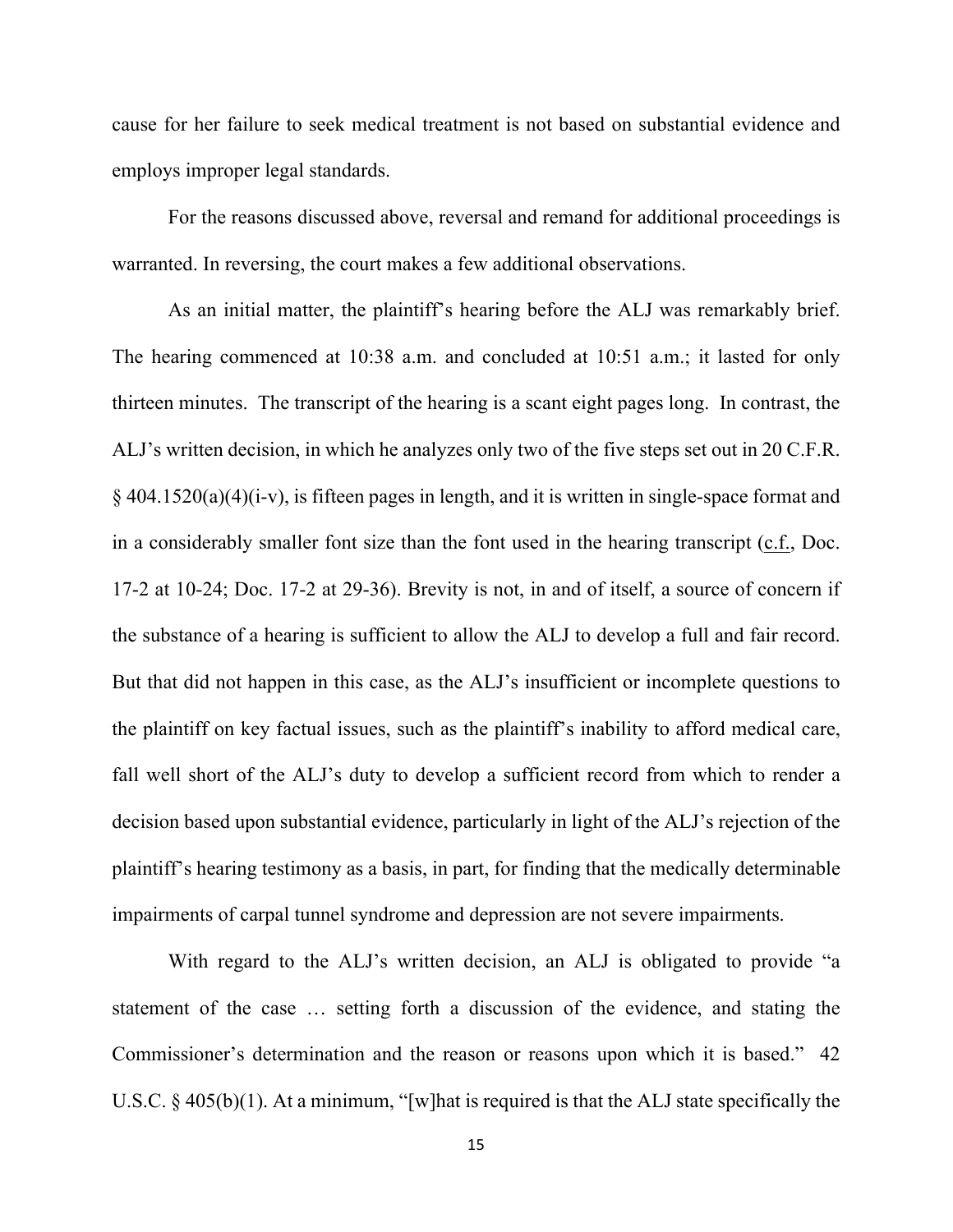cause for her failure to seek medical treatment is not based on substantial evidence and employs improper legal standards.

For the reasons discussed above, reversal and remand for additional proceedings is warranted. In reversing, the court makes a few additional observations.

As an initial matter, the plaintiff's hearing before the ALJ was remarkably brief. The hearing commenced at 10:38 a.m. and concluded at 10:51 a.m.; it lasted for only thirteen minutes. The transcript of the hearing is a scant eight pages long. In contrast, the ALJ's written decision, in which he analyzes only two of the five steps set out in 20 C.F.R. § 404.1520(a)(4)(i-v), is fifteen pages in length, and it is written in single-space format and in a considerably smaller font size than the font used in the hearing transcript (c.f., Doc. 17-2 at 10-24; Doc. 17-2 at 29-36). Brevity is not, in and of itself, a source of concern if the substance of a hearing is sufficient to allow the ALJ to develop a full and fair record. But that did not happen in this case, as the ALJ's insufficient or incomplete questions to the plaintiff on key factual issues, such as the plaintiff's inability to afford medical care, fall well short of the ALJ's duty to develop a sufficient record from which to render a decision based upon substantial evidence, particularly in light of the ALJ's rejection of the plaintiff's hearing testimony as a basis, in part, for finding that the medically determinable impairments of carpal tunnel syndrome and depression are not severe impairments.

With regard to the ALJ's written decision, an ALJ is obligated to provide "a statement of the case … setting forth a discussion of the evidence, and stating the Commissioner's determination and the reason or reasons upon which it is based." 42 U.S.C. § 405(b)(1). At a minimum, "[w]hat is required is that the ALJ state specifically the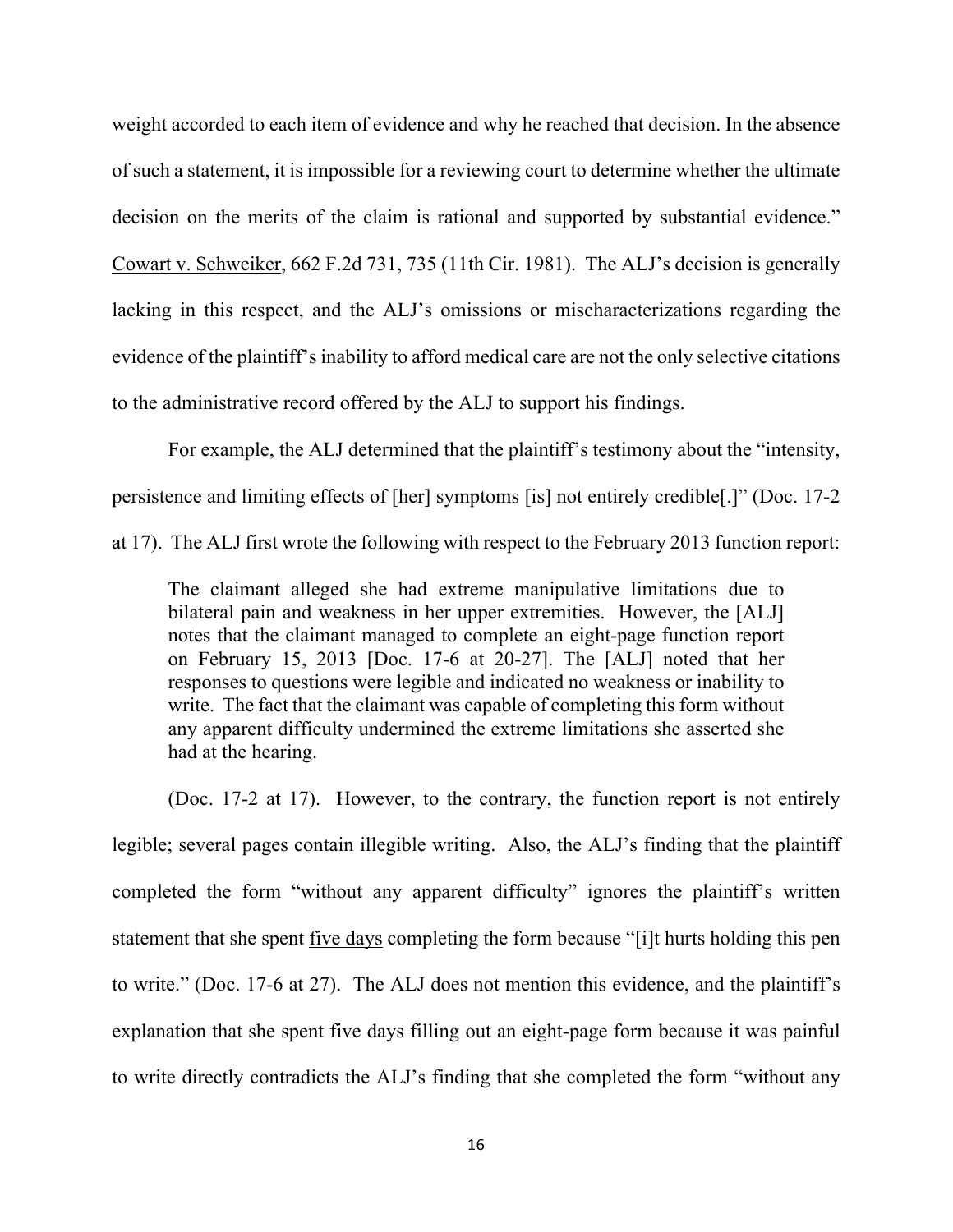weight accorded to each item of evidence and why he reached that decision. In the absence of such a statement, it is impossible for a reviewing court to determine whether the ultimate decision on the merits of the claim is rational and supported by substantial evidence." Cowart v. Schweiker, 662 F.2d 731, 735 (11th Cir. 1981). The ALJ's decision is generally lacking in this respect, and the ALJ's omissions or mischaracterizations regarding the evidence of the plaintiff's inability to afford medical care are not the only selective citations to the administrative record offered by the ALJ to support his findings.

For example, the ALJ determined that the plaintiff's testimony about the "intensity, persistence and limiting effects of [her] symptoms [is] not entirely credible[.]" (Doc. 17-2 at 17). The ALJ first wrote the following with respect to the February 2013 function report:

> The claimant alleged she had extreme manipulative limitations due to bilateral pain and weakness in her upper extremities. However, the [ALJ] notes that the claimant managed to complete an eight-page function report on February 15, 2013 [Doc. 17-6 at 20-27]. The [ALJ] noted that her responses to questions were legible and indicated no weakness or inability to write. The fact that the claimant was capable of completing this form without any apparent difficulty undermined the extreme limitations she asserted she had at the hearing.

(Doc. 17-2 at 17). However, to the contrary, the function report is not entirely legible; several pages contain illegible writing. Also, the ALJ's finding that the plaintiff completed the form "without any apparent difficulty" ignores the plaintiff's written statement that she spent five days completing the form because "[i]t hurts holding this pen to write." (Doc. 17-6 at 27). The ALJ does not mention this evidence, and the plaintiff's explanation that she spent five days filling out an eight-page form because it was painful to write directly contradicts the ALJ's finding that she completed the form "without any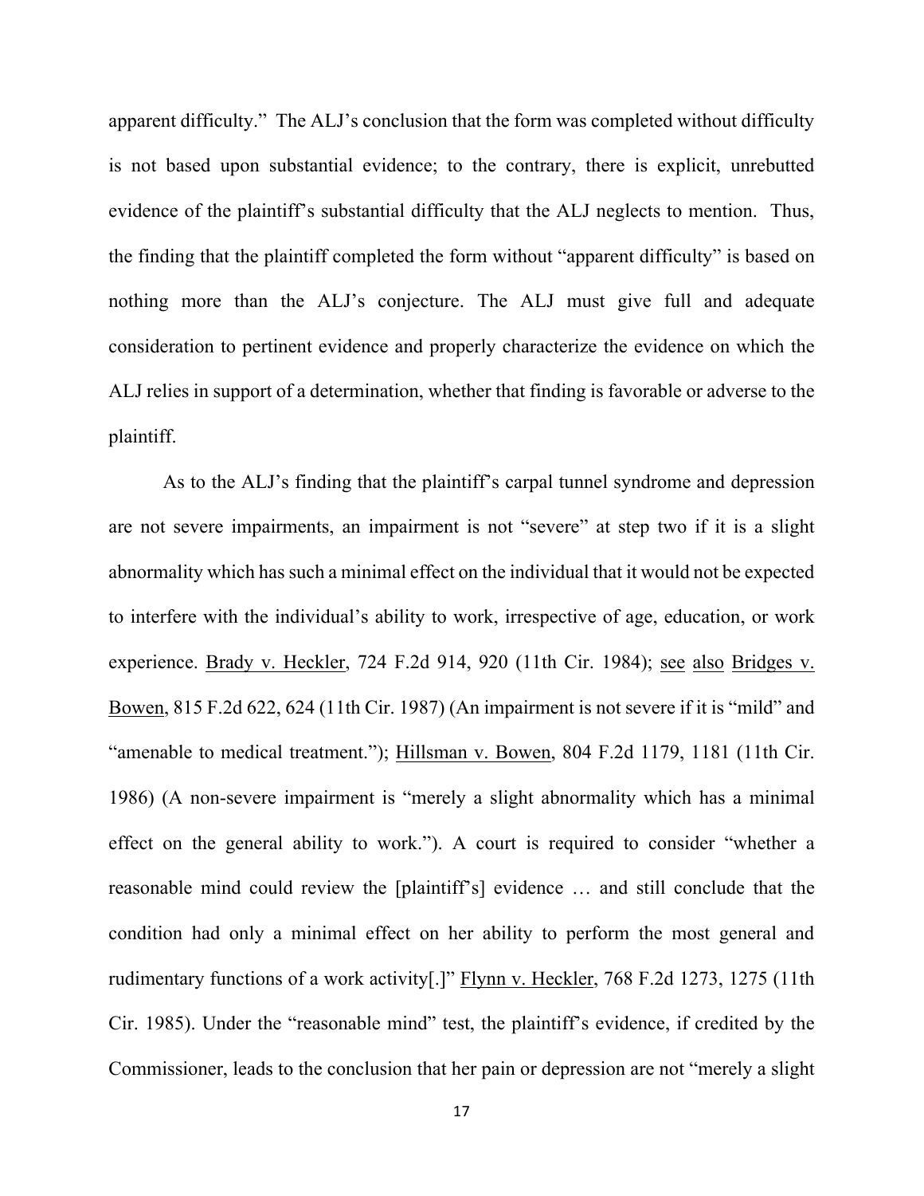apparent difficulty." The ALJ's conclusion that the form was completed without difficulty is not based upon substantial evidence; to the contrary, there is explicit, unrebutted evidence of the plaintiff's substantial difficulty that the ALJ neglects to mention. Thus, the finding that the plaintiff completed the form without "apparent difficulty" is based on nothing more than the ALJ's conjecture. The ALJ must give full and adequate consideration to pertinent evidence and properly characterize the evidence on which the ALJ relies in support of a determination, whether that finding is favorable or adverse to the plaintiff.

As to the ALJ's finding that the plaintiff's carpal tunnel syndrome and depression are not severe impairments, an impairment is not "severe" at step two if it is a slight abnormality which has such a minimal effect on the individual that it would not be expected to interfere with the individual's ability to work, irrespective of age, education, or work experience. Brady v. Heckler, 724 F.2d 914, 920 (11th Cir. 1984); see also Bridges v. Bowen, 815 F.2d 622, 624 (11th Cir. 1987) (An impairment is not severe if it is "mild" and "amenable to medical treatment."); Hillsman v. Bowen, 804 F.2d 1179, 1181 (11th Cir. 1986) (A non-severe impairment is "merely a slight abnormality which has a minimal effect on the general ability to work."). A court is required to consider "whether a reasonable mind could review the [plaintiff's] evidence … and still conclude that the condition had only a minimal effect on her ability to perform the most general and rudimentary functions of a work activity[.]" Flynn v. Heckler, 768 F.2d 1273, 1275 (11th Cir. 1985). Under the "reasonable mind" test, the plaintiff's evidence, if credited by the Commissioner, leads to the conclusion that her pain or depression are not "merely a slight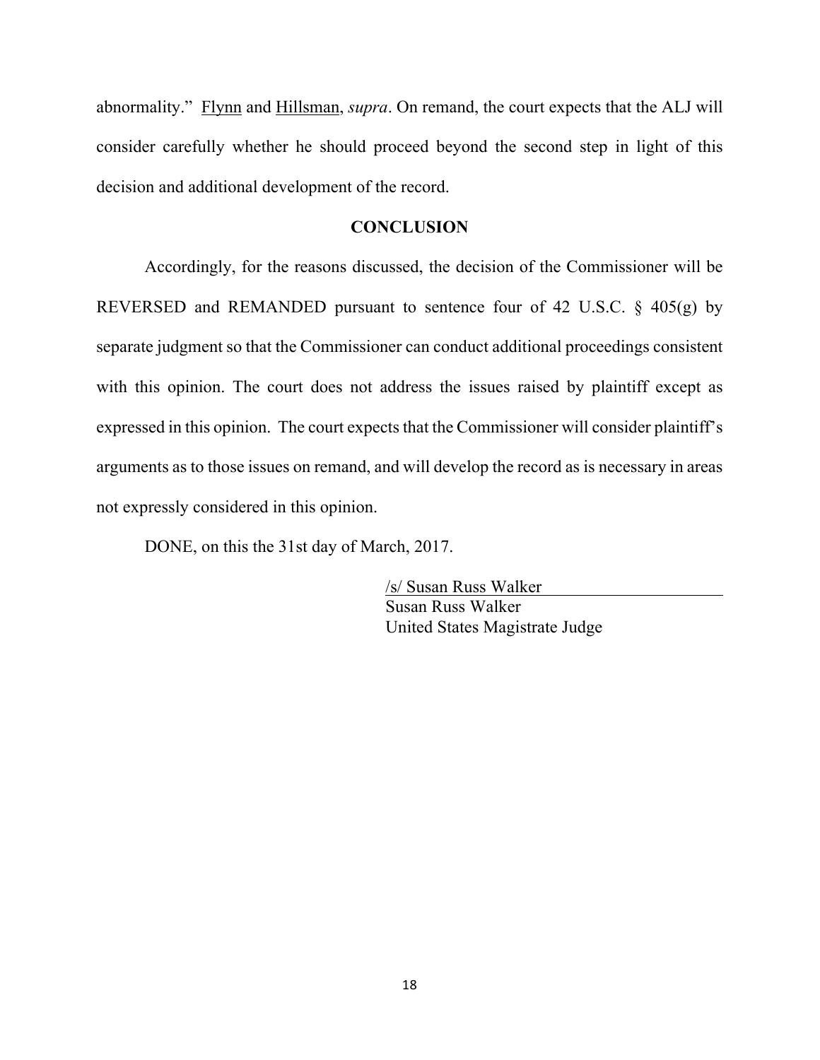abnormality." Flynn and Hillsman, *supra*. On remand, the court expects that the ALJ will consider carefully whether he should proceed beyond the second step in light of this decision and additional development of the record.

## CONCLUSION

Accordingly, for the reasons discussed, the decision of the Commissioner will be REVERSED and REMANDED pursuant to sentence four of 42 U.S.C. § 405(g) by separate judgment so that the Commissioner can conduct additional proceedings consistent with this opinion. The court does not address the issues raised by plaintiff except as expressed in this opinion. The court expects that the Commissioner will consider plaintiff's arguments as to those issues on remand, and will develop the record as is necessary in areas not expressly considered in this opinion.

DONE, on this the 31st day of March, 2017.

/s/ Susan Russ Walker
Susan Russ Walker
United States Magistrate Judge